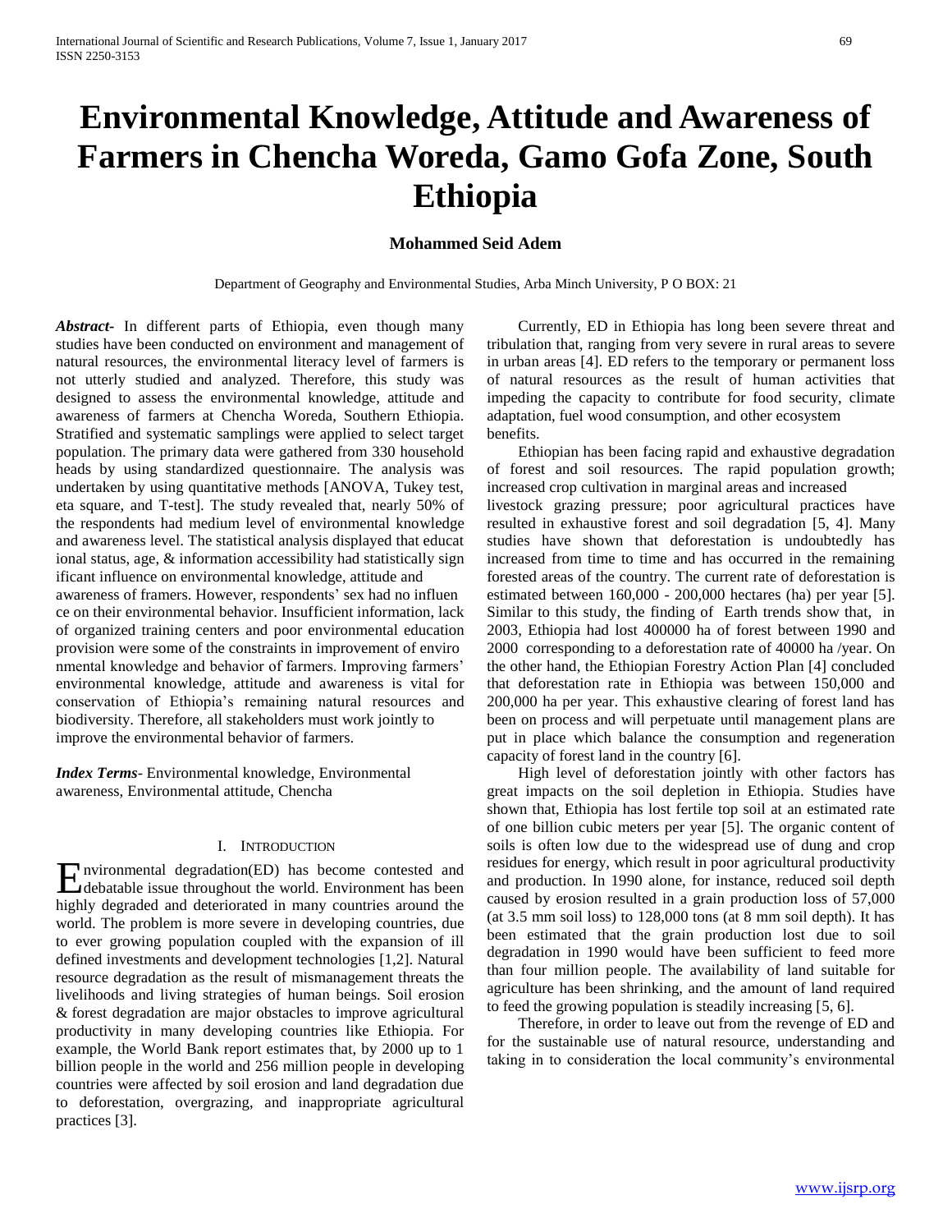# Environmental Knowledge, Attitude and Awareness of Farmers in Chencha Woreda, Gamo Gofa Zone, South Ethiopia

**Mohammed Seid Adem**

Department of Geography and Environmental Studies, Arba Minch University, P O BOX: 21

***Abstract***- In different parts of Ethiopia, even though many studies have been conducted on environment and management of natural resources, the environmental literacy level of farmers is not utterly studied and analyzed. Therefore, this study was designed to assess the environmental knowledge, attitude and awareness of farmers at Chencha Woreda, Southern Ethiopia. Stratified and systematic samplings were applied to select target population. The primary data were gathered from 330 household heads by using standardized questionnaire. The analysis was undertaken by using quantitative methods [ANOVA, Tukey test, eta square, and T-test]. The study revealed that, nearly 50% of the respondents had medium level of environmental knowledge and awareness level. The statistical analysis displayed that educational status, age, & information accessibility had statistically significant influence on environmental knowledge, attitude and awareness of framers. However, respondents' sex had no influence on their environmental behavior. Insufficient information, lack of organized training centers and poor environmental education provision were some of the constraints in improvement of environmental knowledge and behavior of farmers. Improving farmers' environmental knowledge, attitude and awareness is vital for conservation of Ethiopia's remaining natural resources and biodiversity. Therefore, all stakeholders must work jointly to improve the environmental behavior of farmers.

***Index Terms***- Environmental knowledge, Environmental awareness, Environmental attitude, Chencha

## I. Introduction

Environmental degradation(ED) has become contested and debatable issue throughout the world. Environment has been highly degraded and deteriorated in many countries around the world. The problem is more severe in developing countries, due to ever growing population coupled with the expansion of ill defined investments and development technologies [1,2]. Natural resource degradation as the result of mismanagement threats the livelihoods and living strategies of human beings. Soil erosion & forest degradation are major obstacles to improve agricultural productivity in many developing countries like Ethiopia. For example, the World Bank report estimates that, by 2000 up to 1 billion people in the world and 256 million people in developing countries were affected by soil erosion and land degradation due to deforestation, overgrazing, and inappropriate agricultural practices [3].

Currently, ED in Ethiopia has long been severe threat and tribulation that, ranging from very severe in rural areas to severe in urban areas [4]. ED refers to the temporary or permanent loss of natural resources as the result of human activities that impeding the capacity to contribute for food security, climate adaptation, fuel wood consumption, and other ecosystem benefits.

Ethiopian has been facing rapid and exhaustive degradation of forest and soil resources. The rapid population growth; increased crop cultivation in marginal areas and increased livestock grazing pressure; poor agricultural practices have resulted in exhaustive forest and soil degradation [5, 4]. Many studies have shown that deforestation is undoubtedly has increased from time to time and has occurred in the remaining forested areas of the country. The current rate of deforestation is estimated between 160,000 - 200,000 hectares (ha) per year [5]. Similar to this study, the finding of Earth trends show that, in 2003, Ethiopia had lost 400000 ha of forest between 1990 and 2000 corresponding to a deforestation rate of 40000 ha /year. On the other hand, the Ethiopian Forestry Action Plan [4] concluded that deforestation rate in Ethiopia was between 150,000 and 200,000 ha per year. This exhaustive clearing of forest land has been on process and will perpetuate until management plans are put in place which balance the consumption and regeneration capacity of forest land in the country [6].

High level of deforestation jointly with other factors has great impacts on the soil depletion in Ethiopia. Studies have shown that, Ethiopia has lost fertile top soil at an estimated rate of one billion cubic meters per year [5]. The organic content of soils is often low due to the widespread use of dung and crop residues for energy, which result in poor agricultural productivity and production. In 1990 alone, for instance, reduced soil depth caused by erosion resulted in a grain production loss of 57,000 (at 3.5 mm soil loss) to 128,000 tons (at 8 mm soil depth). It has been estimated that the grain production lost due to soil degradation in 1990 would have been sufficient to feed more than four million people. The availability of land suitable for agriculture has been shrinking, and the amount of land required to feed the growing population is steadily increasing [5, 6].

Therefore, in order to leave out from the revenge of ED and for the sustainable use of natural resource, understanding and taking in to consideration the local community's environmental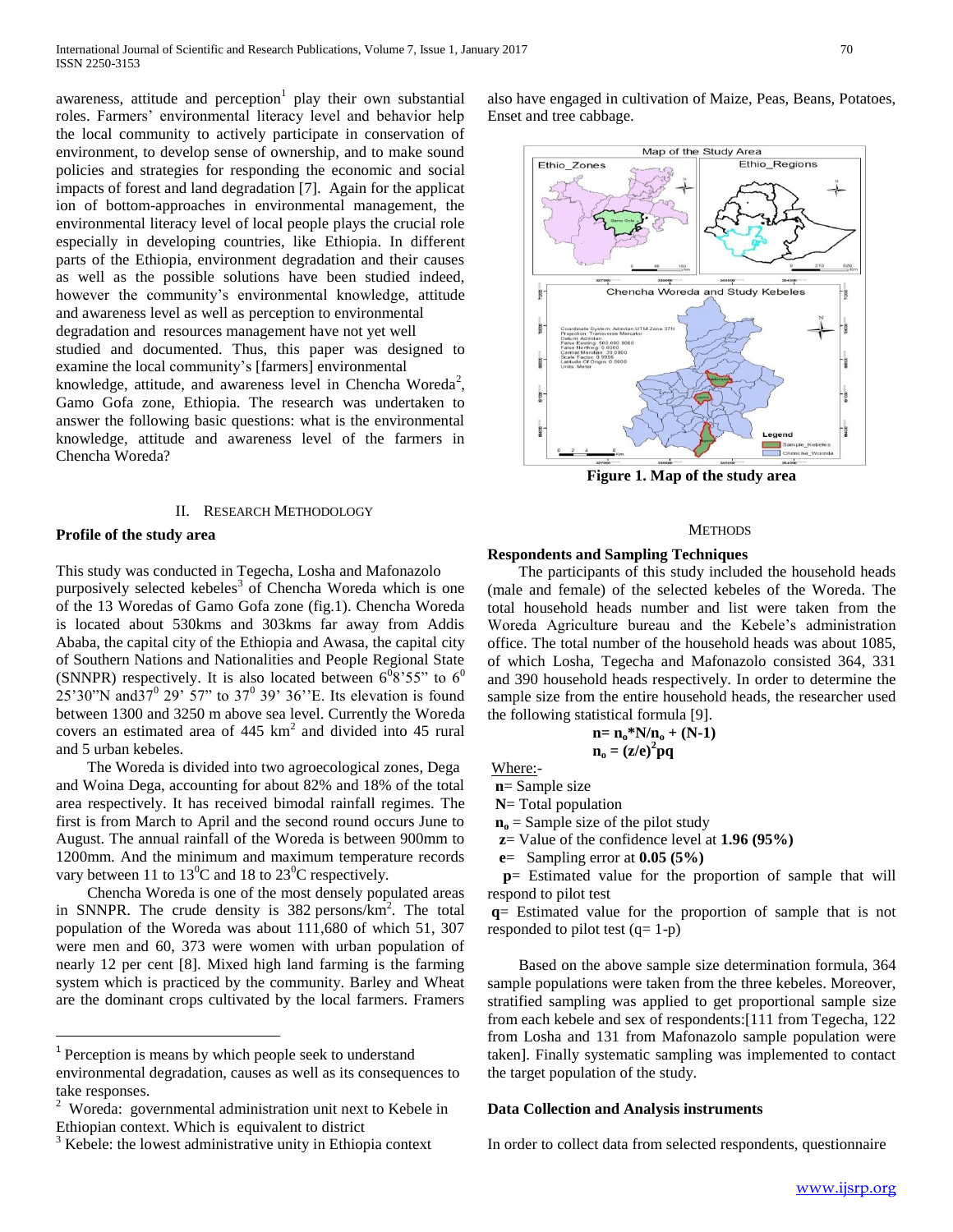awareness, attitude and perception[1] play their own substantial roles. Farmers' environmental literacy level and behavior help the local community to actively participate in conservation of environment, to develop sense of ownership, and to make sound policies and strategies for responding the economic and social impacts of forest and land degradation [7]. Again for the applicat ion of bottom-approaches in environmental management, the environmental literacy level of local people plays the crucial role especially in developing countries, like Ethiopia. In different parts of the Ethiopia, environment degradation and their causes as well as the possible solutions have been studied indeed, however the community's environmental knowledge, attitude and awareness level as well as perception to environmental degradation and resources management have not yet well studied and documented. Thus, this paper was designed to examine the local community's [farmers] environmental knowledge, attitude, and awareness level in Chencha Woreda[2], Gamo Gofa zone, Ethiopia. The research was undertaken to answer the following basic questions: what is the environmental knowledge, attitude and awareness level of the farmers in Chencha Woreda?

## II. Research Methodology

### Profile of the study area

This study was conducted in Tegecha, Losha and Mafonazolo purposively selected kebeles[3] of Chencha Woreda which is one of the 13 Woredas of Gamo Gofa zone (fig.1). Chencha Woreda is located about 530kms and 303kms far away from Addis Ababa, the capital city of the Ethiopia and Awasa, the capital city of Southern Nations and Nationalities and People Regional State (SNNPR) respectively. It is also located between $6^0 8'55"$ to $6^0 25'30"$N and $37^0 29' 57"$ to $37^0 39' 36''$E. Its elevation is found between 1300 and 3250 m above sea level. Currently the Woreda covers an estimated area of 445 $km^2$ and divided into 45 rural and 5 urban kebeles.

The Woreda is divided into two agroecological zones, Dega and Woina Dega, accounting for about 82% and 18% of the total area respectively. It has received bimodal rainfall regimes. The first is from March to April and the second round occurs June to August. The annual rainfall of the Woreda is between 900mm to 1200mm. And the minimum and maximum temperature records vary between 11 to $13^0$C and 18 to $23^0$C respectively.

Chencha Woreda is one of the most densely populated areas in SNNPR. The crude density is 382 persons/$km^2$. The total population of the Woreda was about 111,680 of which 51, 307 were men and 60, 373 were women with urban population of nearly 12 per cent [8]. Mixed high land farming is the farming system which is practiced by the community. Barley and Wheat are the dominant crops cultivated by the local farmers. Framers also have engaged in cultivation of Maize, Peas, Beans, Potatoes, Enset and tree cabbage.

**Figure 1. Map of the study area**

### Methods

### Respondents and Sampling Techniques

The participants of this study included the household heads (male and female) of the selected kebeles of the Woreda. The total household heads number and list were taken from the Woreda Agriculture bureau and the Kebele's administration office. The total number of the household heads was about 1085, of which Losha, Tegecha and Mafonazolo consisted 364, 331 and 390 household heads respectively. In order to determine the sample size from the entire household heads, the researcher used the following statistical formula [9].

$$n = n_o * N / n_o + (N-1)$$

$$n_o = (z/e)^2 pq$$

Where:-

**n**= Sample size

**N**= Total population

$n_o$ = Sample size of the pilot study

**z**= Value of the confidence level at **1.96 (95%)**

**e**= Sampling error at **0.05 (5%)**

**p**= Estimated value for the proportion of sample that will respond to pilot test

**q**= Estimated value for the proportion of sample that is not responded to pilot test (q= 1-p)

Based on the above sample size determination formula, 364 sample populations were taken from the three kebeles. Moreover, stratified sampling was applied to get proportional sample size from each kebele and sex of respondents:[111 from Tegecha, 122 from Losha and 131 from Mafonazolo sample population were taken]. Finally systematic sampling was implemented to contact the target population of the study.

### Data Collection and Analysis instruments

In order to collect data from selected respondents, questionnaire

---

[1] Perception is means by which people seek to understand environmental degradation, causes as well as its consequences to take responses.

[2] Woreda: governmental administration unit next to Kebele in Ethiopian context. Which is equivalent to district

[3] Kebele: the lowest administrative unity in Ethiopia context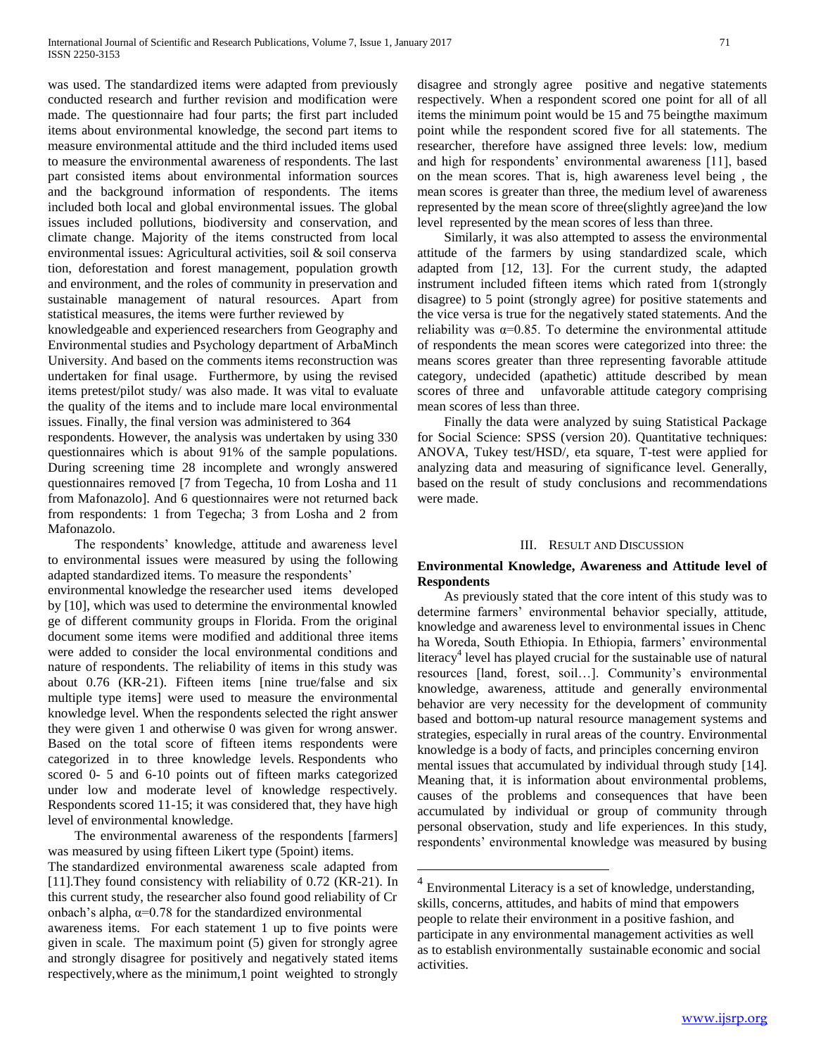was used. The standardized items were adapted from previously conducted research and further revision and modification were made. The questionnaire had four parts; the first part included items about environmental knowledge, the second part items to measure environmental attitude and the third included items used to measure the environmental awareness of respondents. The last part consisted items about environmental information sources and the background information of respondents. The items included both local and global environmental issues. The global issues included pollutions, biodiversity and conservation, and climate change. Majority of the items constructed from local environmental issues: Agricultural activities, soil & soil conserva tion, deforestation and forest management, population growth and environment, and the roles of community in preservation and sustainable management of natural resources. Apart from statistical measures, the items were further reviewed by knowledgeable and experienced researchers from Geography and Environmental studies and Psychology department of ArbaMinch University. And based on the comments items reconstruction was undertaken for final usage. Furthermore, by using the revised items pretest/pilot study/ was also made. It was vital to evaluate the quality of the items and to include mare local environmental issues. Finally, the final version was administered to 364 respondents. However, the analysis was undertaken by using 330 questionnaires which is about 91% of the sample populations. During screening time 28 incomplete and wrongly answered questionnaires removed [7 from Tegecha, 10 from Losha and 11 from Mafonazolo]. And 6 questionnaires were not returned back from respondents: 1 from Tegecha; 3 from Losha and 2 from Mafonazolo.

The respondents' knowledge, attitude and awareness level to environmental issues were measured by using the following adapted standardized items. To measure the respondents' environmental knowledge the researcher used items developed by [10], which was used to determine the environmental knowled ge of different community groups in Florida. From the original document some items were modified and additional three items were added to consider the local environmental conditions and nature of respondents. The reliability of items in this study was about 0.76 (KR-21). Fifteen items [nine true/false and six multiple type items] were used to measure the environmental knowledge level. When the respondents selected the right answer they were given 1 and otherwise 0 was given for wrong answer. Based on the total score of fifteen items respondents were categorized in to three knowledge levels. Respondents who scored 0- 5 and 6-10 points out of fifteen marks categorized under low and moderate level of knowledge respectively. Respondents scored 11-15; it was considered that, they have high level of environmental knowledge.

The environmental awareness of the respondents [farmers] was measured by using fifteen Likert type (5point) items. The standardized environmental awareness scale adapted from [11].They found consistency with reliability of 0.72 (KR-21). In this current study, the researcher also found good reliability of Cr onbach's alpha, $\alpha$=0.78 for the standardized environmental awareness items. For each statement 1 up to five points were given in scale. The maximum point (5) given for strongly agree and strongly disagree for positively and negatively stated items respectively,where as the minimum,1 point weighted to strongly disagree and strongly agree positive and negative statements respectively. When a respondent scored one point for all of all items the minimum point would be 15 and 75 beingthe maximum point while the respondent scored five for all statements. The researcher, therefore have assigned three levels: low, medium and high for respondents' environmental awareness [11], based on the mean scores. That is, high awareness level being , the mean scores is greater than three, the medium level of awareness represented by the mean score of three(slightly agree)and the low level represented by the mean scores of less than three.

Similarly, it was also attempted to assess the environmental attitude of the farmers by using standardized scale, which adapted from [12, 13]. For the current study, the adapted instrument included fifteen items which rated from 1(strongly disagree) to 5 point (strongly agree) for positive statements and the vice versa is true for the negatively stated statements. And the reliability was $\alpha$=0.85. To determine the environmental attitude of respondents the mean scores were categorized into three: the means scores greater than three representing favorable attitude category, undecided (apathetic) attitude described by mean scores of three and unfavorable attitude category comprising mean scores of less than three.

Finally the data were analyzed by suing Statistical Package for Social Science: SPSS (version 20). Quantitative techniques: ANOVA, Tukey test/HSD/, eta square, T-test were applied for analyzing data and measuring of significance level. Generally, based on the result of study conclusions and recommendations were made.

## III. Result and Discussion

**Environmental Knowledge, Awareness and Attitude level of Respondents**

As previously stated that the core intent of this study was to determine farmers' environmental behavior specially, attitude, knowledge and awareness level to environmental issues in Chenc ha Woreda, South Ethiopia. In Ethiopia, farmers' environmental literacy[4] level has played crucial for the sustainable use of natural resources [land, forest, soil…]. Community's environmental knowledge, awareness, attitude and generally environmental behavior are very necessity for the development of community based and bottom-up natural resource management systems and strategies, especially in rural areas of the country. Environmental knowledge is a body of facts, and principles concerning environ mental issues that accumulated by individual through study [14]. Meaning that, it is information about environmental problems, causes of the problems and consequences that have been accumulated by individual or group of community through personal observation, study and life experiences. In this study, respondents' environmental knowledge was measured by busing

[4] Environmental Literacy is a set of knowledge, understanding, skills, concerns, attitudes, and habits of mind that empowers people to relate their environment in a positive fashion, and participate in any environmental management activities as well as to establish environmentally sustainable economic and social activities.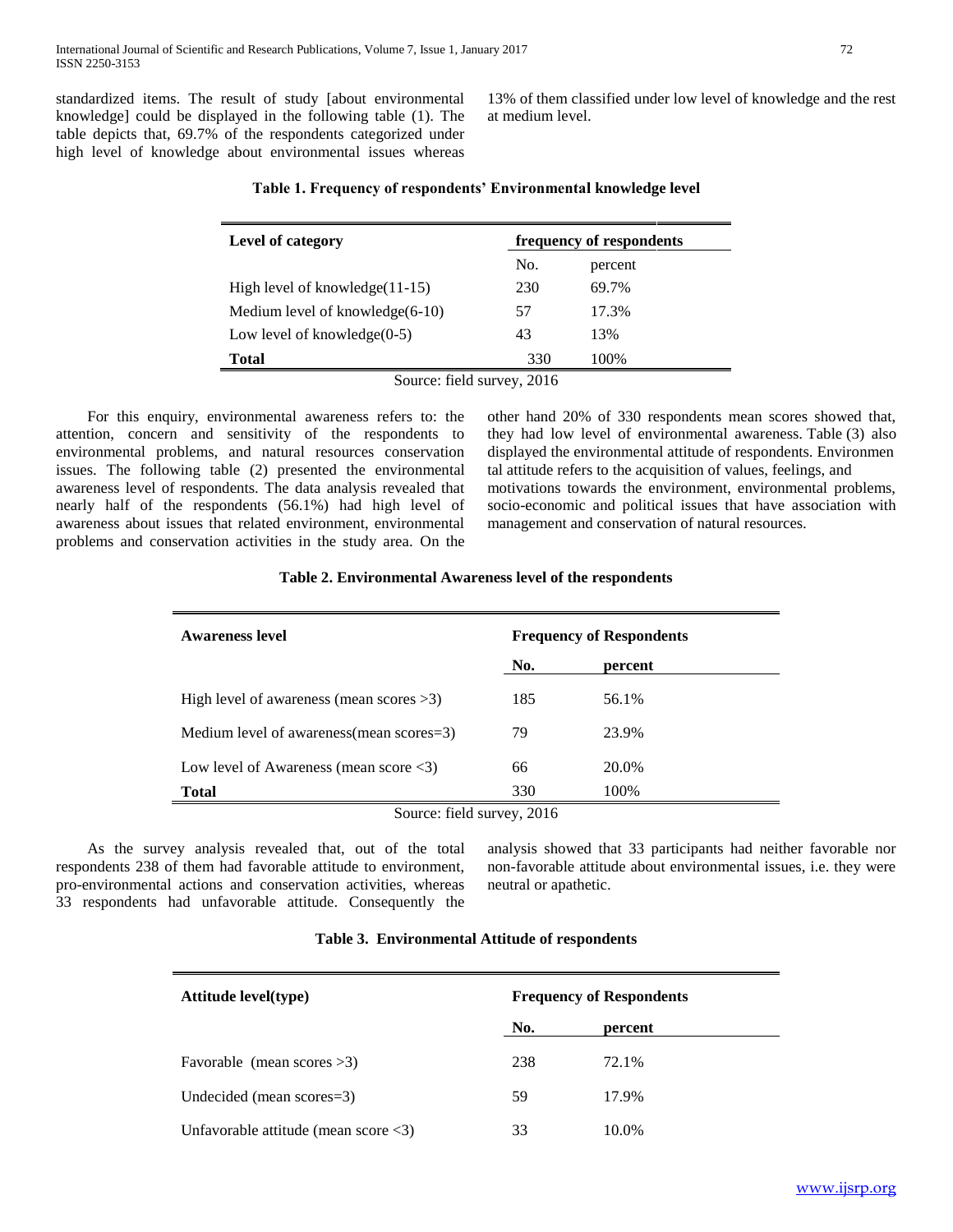standardized items. The result of study [about environmental knowledge] could be displayed in the following table (1). The table depicts that, 69.7% of the respondents categorized under high level of knowledge about environmental issues whereas 13% of them classified under low level of knowledge and the rest at medium level.

**Table 1. Frequency of respondents' Environmental knowledge level**

| Level of category | frequency of respondents | |
|---|---|---|
| | No. | percent |
| High level of knowledge(11-15) | 230 | 69.7% |
| Medium level of knowledge(6-10) | 57 | 17.3% |
| Low level of knowledge(0-5) | 43 | 13% |
| **Total** | 330 | 100% |

Source: field survey, 2016

For this enquiry, environmental awareness refers to: the attention, concern and sensitivity of the respondents to environmental problems, and natural resources conservation issues. The following table (2) presented the environmental awareness level of respondents. The data analysis revealed that nearly half of the respondents (56.1%) had high level of awareness about issues that related environment, environmental problems and conservation activities in the study area. On the other hand 20% of 330 respondents mean scores showed that, they had low level of environmental awareness. Table (3) also displayed the environmental attitude of respondents. Environmental attitude refers to the acquisition of values, feelings, and motivations towards the environment, environmental problems, socio-economic and political issues that have association with management and conservation of natural resources.

**Table 2. Environmental Awareness level of the respondents**

| Awareness level | Frequency of Respondents | |
|---|---|---|
| | **No.** | **percent** |
| High level of awareness (mean scores >3) | 185 | 56.1% |
| Medium level of awareness(mean scores=3) | 79 | 23.9% |
| Low level of Awareness (mean score <3) | 66 | 20.0% |
| **Total** | 330 | 100% |

Source: field survey, 2016

As the survey analysis revealed that, out of the total respondents 238 of them had favorable attitude to environment, pro-environmental actions and conservation activities, whereas 33 respondents had unfavorable attitude. Consequently the analysis showed that 33 participants had neither favorable nor non-favorable attitude about environmental issues, i.e. they were neutral or apathetic.

**Table 3. Environmental Attitude of respondents**

| Attitude level(type) | Frequency of Respondents | |
|---|---|---|
| | **No.** | **percent** |
| Favorable (mean scores >3) | 238 | 72.1% |
| Undecided (mean scores=3) | 59 | 17.9% |
| Unfavorable attitude (mean score <3) | 33 | 10.0% |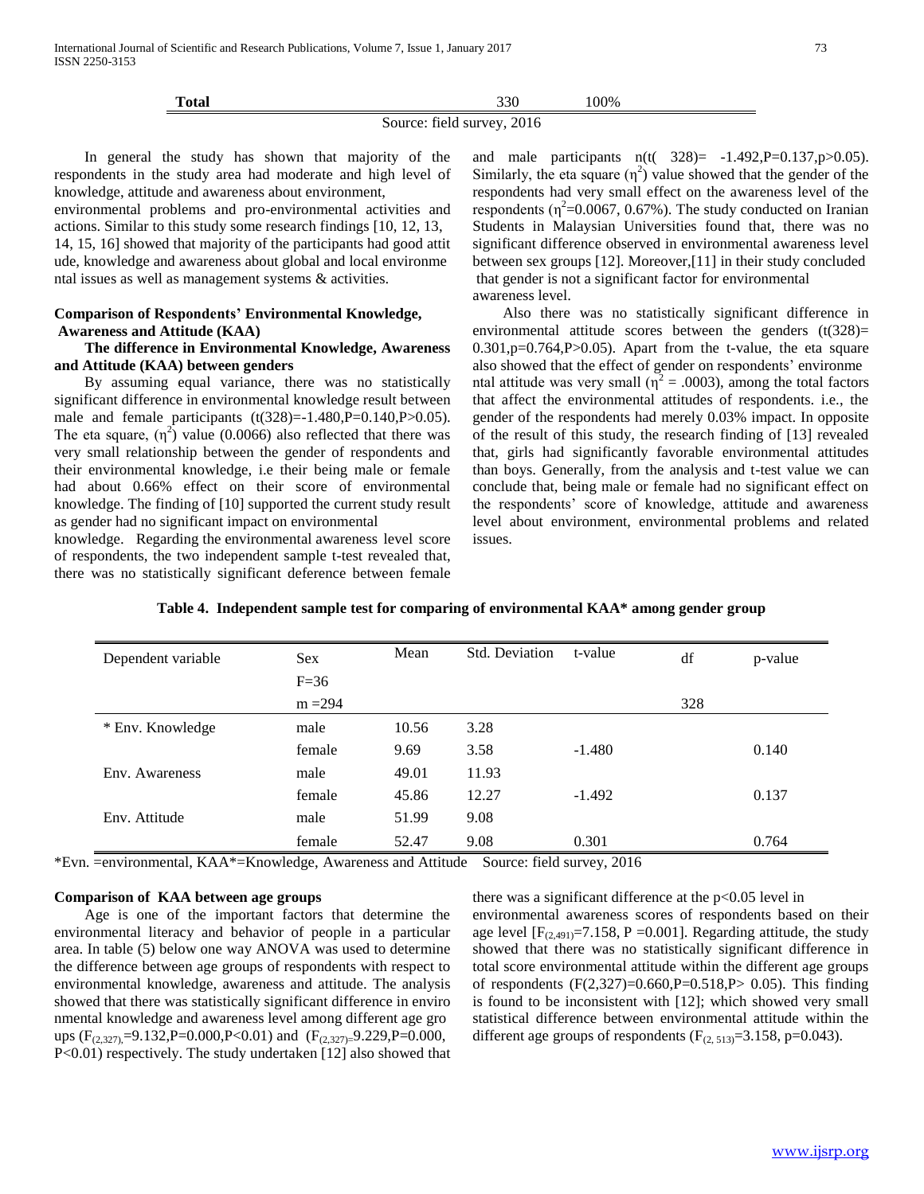| **Total** | 330 | 100% |
|---|---|---|

Source: field survey, 2016

In general the study has shown that majority of the respondents in the study area had moderate and high level of knowledge, attitude and awareness about environment, environmental problems and pro-environmental activities and actions. Similar to this study some research findings [10, 12, 13, 14, 15, 16] showed that majority of the participants had good attitude, knowledge and awareness about global and local environmental issues as well as management systems & activities.

**Comparison of Respondents' Environmental Knowledge, Awareness and Attitude (KAA)**

**The difference in Environmental Knowledge, Awareness and Attitude (KAA) between genders**

By assuming equal variance, there was no statistically significant difference in environmental knowledge result between male and female participants ($t(328)=-1.480, P=0.140, P>0.05$). The eta square, ($\eta^2$) value (0.0066) also reflected that there was very small relationship between the gender of respondents and their environmental knowledge, i.e their being male or female had about 0.66% effect on their score of environmental knowledge. The finding of [10] supported the current study result as gender had no significant impact on environmental knowledge. Regarding the environmental awareness level score of respondents, the two independent sample t-test revealed that, there was no statistically significant deference between female and male participants n($t(328)=-1.492, P=0.137, p>0.05$). Similarly, the eta square ($\eta^2$) value showed that the gender of the respondents had very small effect on the awareness level of the respondents ($\eta^2=0.0067$, 0.67%). The study conducted on Iranian Students in Malaysian Universities found that, there was no significant difference observed in environmental awareness level between sex groups [12]. Moreover,[11] in their study concluded that gender is not a significant factor for environmental awareness level.

Also there was no statistically significant difference in environmental attitude scores between the genders ($t(328)=0.301, p=0.764, P>0.05$). Apart from the t-value, the eta square also showed that the effect of gender on respondents' environmental attitude was very small ($\eta^2 = .0003$), among the total factors that affect the environmental attitudes of respondents. i.e., the gender of the respondents had merely 0.03% impact. In opposite of the result of this study, the research finding of [13] revealed that, girls had significantly favorable environmental attitudes than boys. Generally, from the analysis and t-test value we can conclude that, being male or female had no significant effect on the respondents' score of knowledge, attitude and awareness level about environment, environmental problems and related issues.

**Table 4. Independent sample test for comparing of environmental KAA* among gender group**

| Dependent variable | Sex | Mean | Std. Deviation | t-value | df | p-value |
|---|---|---|---|---|---|---|
| | F=36 | | | | | |
| | m =294 | | | | 328 | |
| * Env. Knowledge | male | 10.56 | 3.28 | | | |
| | female | 9.69 | 3.58 | -1.480 | | 0.140 |
| Env. Awareness | male | 49.01 | 11.93 | | | |
| | female | 45.86 | 12.27 | -1.492 | | 0.137 |
| Env. Attitude | male | 51.99 | 9.08 | | | |
| | female | 52.47 | 9.08 | 0.301 | | 0.764 |

*Evn. =environmental, KAA*=Knowledge, Awareness and Attitude Source: field survey, 2016

**Comparison of KAA between age groups**

Age is one of the important factors that determine the environmental literacy and behavior of people in a particular area. In table (5) below one way ANOVA was used to determine the difference between age groups of respondents with respect to environmental knowledge, awareness and attitude. The analysis showed that there was statistically significant difference in environmental knowledge and awareness level among different age groups ($F_{(2,327)}=9.132, P=0.000, P<0.01$) and ($F_{(2,327)}=9.229, P=0.000, P<0.01$) respectively. The study undertaken [12] also showed that there was a significant difference at the $p<0.05$ level in environmental awareness scores of respondents based on their age level [$F_{(2,491)}=7.158$, $P=0.001$]. Regarding attitude, the study showed that there was no statistically significant difference in total score environmental attitude within the different age groups of respondents ($F(2,327)=0.660, P=0.518, P> 0.05$). This finding is found to be inconsistent with [12]; which showed very small statistical difference between environmental attitude within the different age groups of respondents ($F_{(2, 513)}=3.158$, $p=0.043$).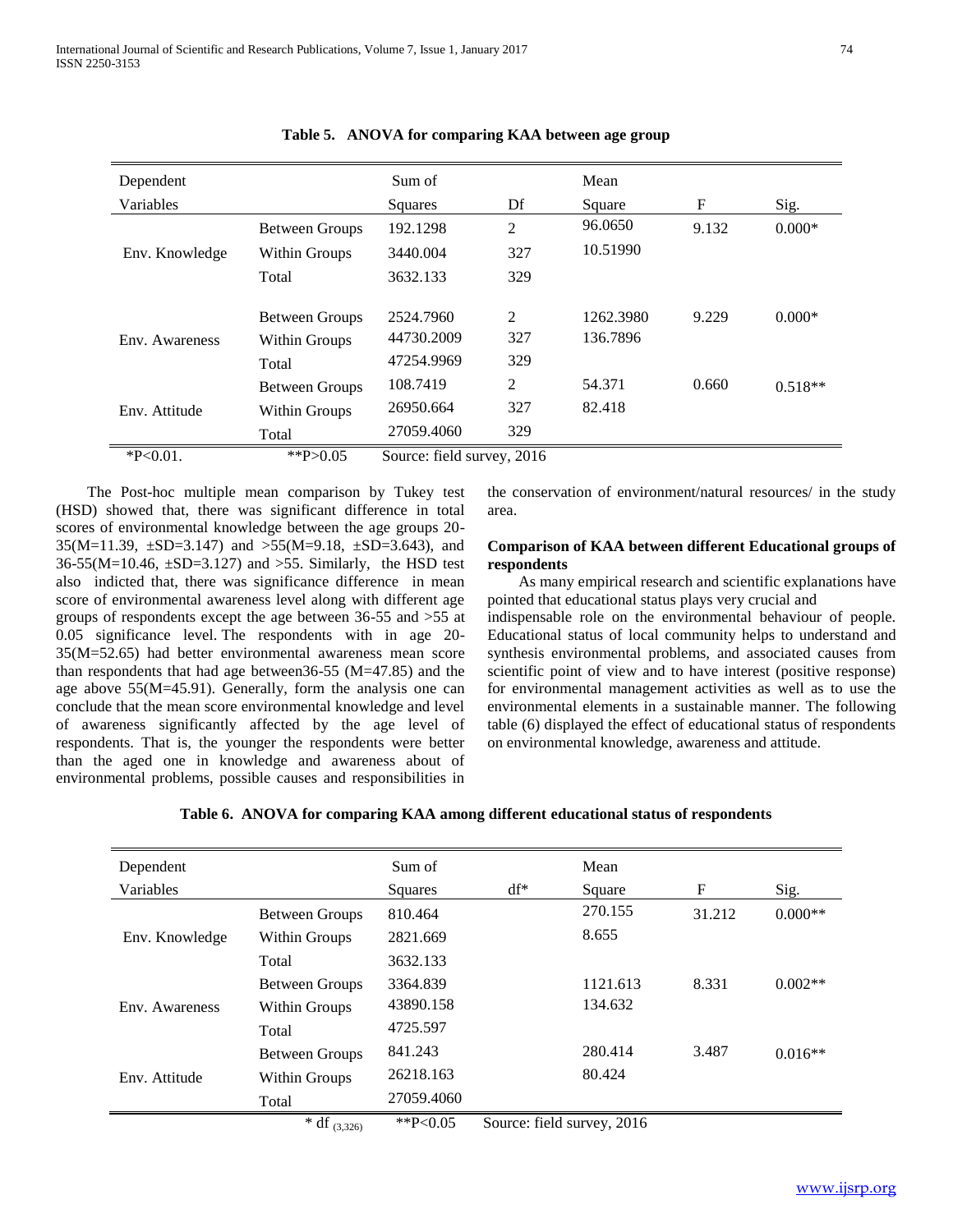**Table 5. ANOVA for comparing KAA between age group**

| Dependent Variables | | Sum of Squares | Df | Mean Square | F | Sig. |
|---|---|---|---|---|---|---|
| Env. Knowledge | Between Groups | 192.1298 | 2 | 96.0650 | 9.132 | 0.000* |
| | Within Groups | 3440.004 | 327 | 10.51990 | | |
| | Total | 3632.133 | 329 | | | |
| Env. Awareness | Between Groups | 2524.7960 | 2 | 1262.3980 | 9.229 | 0.000* |
| | Within Groups | 44730.2009 | 327 | 136.7896 | | |
| | Total | 47254.9969 | 329 | | | |
| Env. Attitude | Between Groups | 108.7419 | 2 | 54.371 | 0.660 | 0.518** |
| | Within Groups | 26950.664 | 327 | 82.418 | | |
| | Total | 27059.4060 | 329 | | | |

*P<0.01. **P>0.05 Source: field survey, 2016

The Post-hoc multiple mean comparison by Tukey test (HSD) showed that, there was significant difference in total scores of environmental knowledge between the age groups 20-35(M=11.39, ±SD=3.147) and >55(M=9.18, ±SD=3.643), and 36-55(M=10.46, ±SD=3.127) and >55. Similarly, the HSD test also indicted that, there was significance difference in mean score of environmental awareness level along with different age groups of respondents except the age between 36-55 and >55 at 0.05 significance level. The respondents with in age 20-35(M=52.65) had better environmental awareness mean score than respondents that had age between36-55 (M=47.85) and the age above 55(M=45.91). Generally, form the analysis one can conclude that the mean score environmental knowledge and level of awareness significantly affected by the age level of respondents. That is, the younger the respondents were better than the aged one in knowledge and awareness about of environmental problems, possible causes and responsibilities in the conservation of environment/natural resources/ in the study area.

### Comparison of KAA between different Educational groups of respondents

As many empirical research and scientific explanations have pointed that educational status plays very crucial and indispensable role on the environmental behaviour of people. Educational status of local community helps to understand and synthesis environmental problems, and associated causes from scientific point of view and to have interest (positive response) for environmental management activities as well as to use the environmental elements in a sustainable manner. The following table (6) displayed the effect of educational status of respondents on environmental knowledge, awareness and attitude.

**Table 6. ANOVA for comparing KAA among different educational status of respondents**

| Dependent Variables | | Sum of Squares | df* | Mean Square | F | Sig. |
|---|---|---|---|---|---|---|
| Env. Knowledge | Between Groups | 810.464 | | 270.155 | 31.212 | 0.000** |
| | Within Groups | 2821.669 | | 8.655 | | |
| | Total | 3632.133 | | | | |
| Env. Awareness | Between Groups | 3364.839 | | 1121.613 | 8.331 | 0.002** |
| | Within Groups | 43890.158 | | 134.632 | | |
| | Total | 4725.597 | | | | |
| Env. Attitude | Between Groups | 841.243 | | 280.414 | 3.487 | 0.016** |
| | Within Groups | 26218.163 | | 80.424 | | |
| | Total | 27059.4060 | | | | |

* $df_{(3,326)}$ **P<0.05 Source: field survey, 2016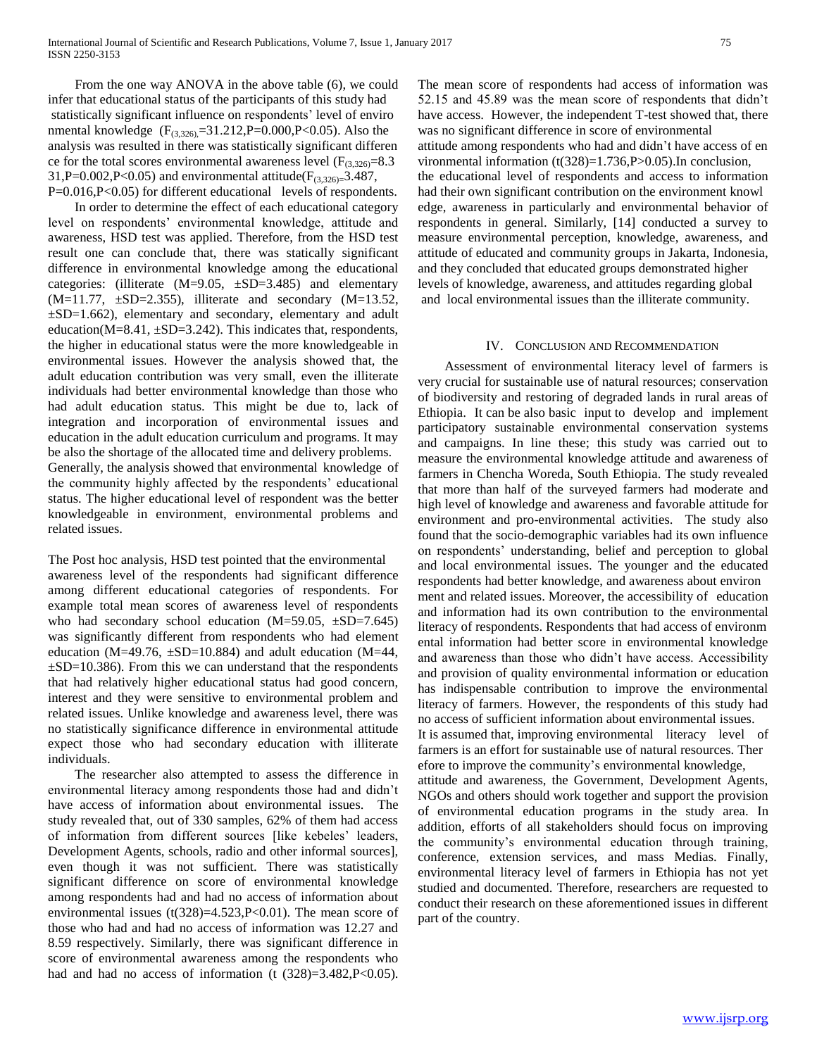From the one way ANOVA in the above table (6), we could infer that educational status of the participants of this study had statistically significant influence on respondents' level of environmental knowledge ($F_{(3,326)}$=31.212,P=0.000,P<0.05). Also the analysis was resulted in there was statistically significant difference for the total scores environmental awareness level ($F_{(3,326)}$=8.331,P=0.002,P<0.05) and environmental attitude($F_{(3,326)}$=3.487, P=0.016,P<0.05) for different educational levels of respondents.

In order to determine the effect of each educational category level on respondents' environmental knowledge, attitude and awareness, HSD test was applied. Therefore, from the HSD test result one can conclude that, there was statically significant difference in environmental knowledge among the educational categories: (illiterate (M=9.05, ±SD=3.485) and elementary (M=11.77, ±SD=2.355), illiterate and secondary (M=13.52, ±SD=1.662), elementary and secondary, elementary and adult education(M=8.41, ±SD=3.242). This indicates that, respondents, the higher in educational status were the more knowledgeable in environmental issues. However the analysis showed that, the adult education contribution was very small, even the illiterate individuals had better environmental knowledge than those who had adult education status. This might be due to, lack of integration and incorporation of environmental issues and education in the adult education curriculum and programs. It may be also the shortage of the allocated time and delivery problems. Generally, the analysis showed that environmental knowledge of the community highly affected by the respondents' educational status. The higher educational level of respondent was the better knowledgeable in environment, environmental problems and related issues.

The Post hoc analysis, HSD test pointed that the environmental awareness level of the respondents had significant difference among different educational categories of respondents. For example total mean scores of awareness level of respondents who had secondary school education (M=59.05, ±SD=7.645) was significantly different from respondents who had element education (M=49.76, ±SD=10.884) and adult education (M=44, ±SD=10.386). From this we can understand that the respondents that had relatively higher educational status had good concern, interest and they were sensitive to environmental problem and related issues. Unlike knowledge and awareness level, there was no statistically significance difference in environmental attitude expect those who had secondary education with illiterate individuals.

The researcher also attempted to assess the difference in environmental literacy among respondents those had and didn't have access of information about environmental issues. The study revealed that, out of 330 samples, 62% of them had access of information from different sources [like kebeles' leaders, Development Agents, schools, radio and other informal sources], even though it was not sufficient. There was statistically significant difference on score of environmental knowledge among respondents had and had no access of information about environmental issues (t(328)=4.523,P<0.01). The mean score of those who had and had no access of information was 12.27 and 8.59 respectively. Similarly, there was significant difference in score of environmental awareness among the respondents who had and had no access of information (t (328)=3.482,P<0.05). The mean score of respondents had access of information was 52.15 and 45.89 was the mean score of respondents that didn't have access. However, the independent T-test showed that, there was no significant difference in score of environmental attitude among respondents who had and didn't have access of environmental information (t(328)=1.736,P>0.05).In conclusion, the educational level of respondents and access to information had their own significant contribution on the environment knowledge, awareness in particularly and environmental behavior of respondents in general. Similarly, [14] conducted a survey to measure environmental perception, knowledge, awareness, and attitude of educated and community groups in Jakarta, Indonesia, and they concluded that educated groups demonstrated higher levels of knowledge, awareness, and attitudes regarding global and local environmental issues than the illiterate community.

## IV. Conclusion and Recommendation

Assessment of environmental literacy level of farmers is very crucial for sustainable use of natural resources; conservation of biodiversity and restoring of degraded lands in rural areas of Ethiopia. It can be also basic input to develop and implement participatory sustainable environmental conservation systems and campaigns. In line these; this study was carried out to measure the environmental knowledge attitude and awareness of farmers in Chencha Woreda, South Ethiopia. The study revealed that more than half of the surveyed farmers had moderate and high level of knowledge and awareness and favorable attitude for environment and pro-environmental activities. The study also found that the socio-demographic variables had its own influence on respondents' understanding, belief and perception to global and local environmental issues. The younger and the educated respondents had better knowledge, and awareness about environment and related issues. Moreover, the accessibility of education and information had its own contribution to the environmental literacy of respondents. Respondents that had access of environmental information had better score in environmental knowledge and awareness than those who didn't have access. Accessibility and provision of quality environmental information or education has indispensable contribution to improve the environmental literacy of farmers. However, the respondents of this study had no access of sufficient information about environmental issues.
It is assumed that, improving environmental literacy level of farmers is an effort for sustainable use of natural resources. Therefore to improve the community's environmental knowledge, attitude and awareness, the Government, Development Agents, NGOs and others should work together and support the provision of environmental education programs in the study area. In addition, efforts of all stakeholders should focus on improving the community's environmental education through training, conference, extension services, and mass Medias. Finally, environmental literacy level of farmers in Ethiopia has not yet studied and documented. Therefore, researchers are requested to conduct their research on these aforementioned issues in different part of the country.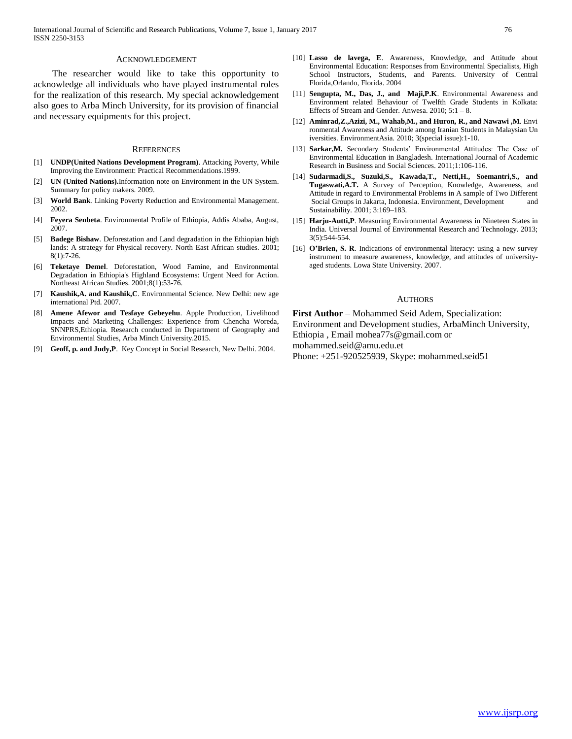## ACKNOWLEDGEMENT

The researcher would like to take this opportunity to acknowledge all individuals who have played instrumental roles for the realization of this research. My special acknowledgement also goes to Arba Minch University, for its provision of financial and necessary equipments for this project.

## REFERENCES

[1] **UNDP(United Nations Development Program)**. Attacking Poverty, While Improving the Environment: Practical Recommendations.1999.

[2] **UN (United Nations).**Information note on Environment in the UN System. Summary for policy makers. 2009.

[3] **World Bank**. Linking Poverty Reduction and Environmental Management. 2002.

[4] **Feyera Senbeta**. Environmental Profile of Ethiopia, Addis Ababa, August, 2007.

[5] **Badege Bishaw**. Deforestation and Land degradation in the Ethiopian high lands: A strategy for Physical recovery. North East African studies. 2001; 8(1):7-26.

[6] **Teketaye Demel**. Deforestation, Wood Famine, and Environmental Degradation in Ethiopia's Highland Ecosystems: Urgent Need for Action. Northeast African Studies. 2001;8(1):53-76.

[7] **Kaushik,A. and Kaushik,C**. Environmental Science. New Delhi: new age international Ptd. 2007.

[8] **Amene Afewor and Tesfaye Gebeyehu**. Apple Production, Livelihood Impacts and Marketing Challenges: Experience from Chencha Woreda, SNNPRS,Ethiopia. Research conducted in Department of Geography and Environmental Studies, Arba Minch University.2015.

[9] **Geoff, p. and Judy,P**. Key Concept in Social Research, New Delhi. 2004.

[10] **Lasso de lavega, E**. Awareness, Knowledge, and Attitude about Environmental Education: Responses from Environmental Specialists, High School Instructors, Students, and Parents. University of Central Florida,Orlando, Florida. 2004

[11] **Sengupta, M., Das, J., and Maji,P.K**. Environmental Awareness and Environment related Behaviour of Twelfth Grade Students in Kolkata: Effects of Stream and Gender. Anwesa. 2010; 5:1 – 8.

[12] **Aminrad,Z.,Azizi, M., Wahab,M., and Huron, R., and Nawawi ,M**. Envi ronmental Awareness and Attitude among Iranian Students in Malaysian Un iversities. EnvironmentAsia. 2010; 3(special issue):1-10.

[13] **Sarkar,M.** Secondary Students' Environmental Attitudes: The Case of Environmental Education in Bangladesh. International Journal of Academic Research in Business and Social Sciences. 2011;1:106-116.

[14] **Sudarmadi,S., Suzuki,S., Kawada,T., Netti,H., Soemantri,S., and Tugaswati,A.T.** A Survey of Perception, Knowledge, Awareness, and Attitude in regard to Environmental Problems in A sample of Two Different Social Groups in Jakarta, Indonesia. Environment, Development and Sustainability. 2001; 3:169–183.

[15] **Harju-Autti,P**. Measuring Environmental Awareness in Nineteen States in India. Universal Journal of Environmental Research and Technology. 2013; 3(5):544-554.

[16] **O'Brien, S. R**. Indications of environmental literacy: using a new survey instrument to measure awareness, knowledge, and attitudes of university-aged students. Lowa State University. 2007.

## AUTHORS

**First Author** – Mohammed Seid Adem, Specialization: Environment and Development studies, ArbaMinch University, Ethiopia , Email mohea77s@gmail.com or mohammed.seid@amu.edu.et
Phone: +251-920525939, Skype: mohammed.seid51